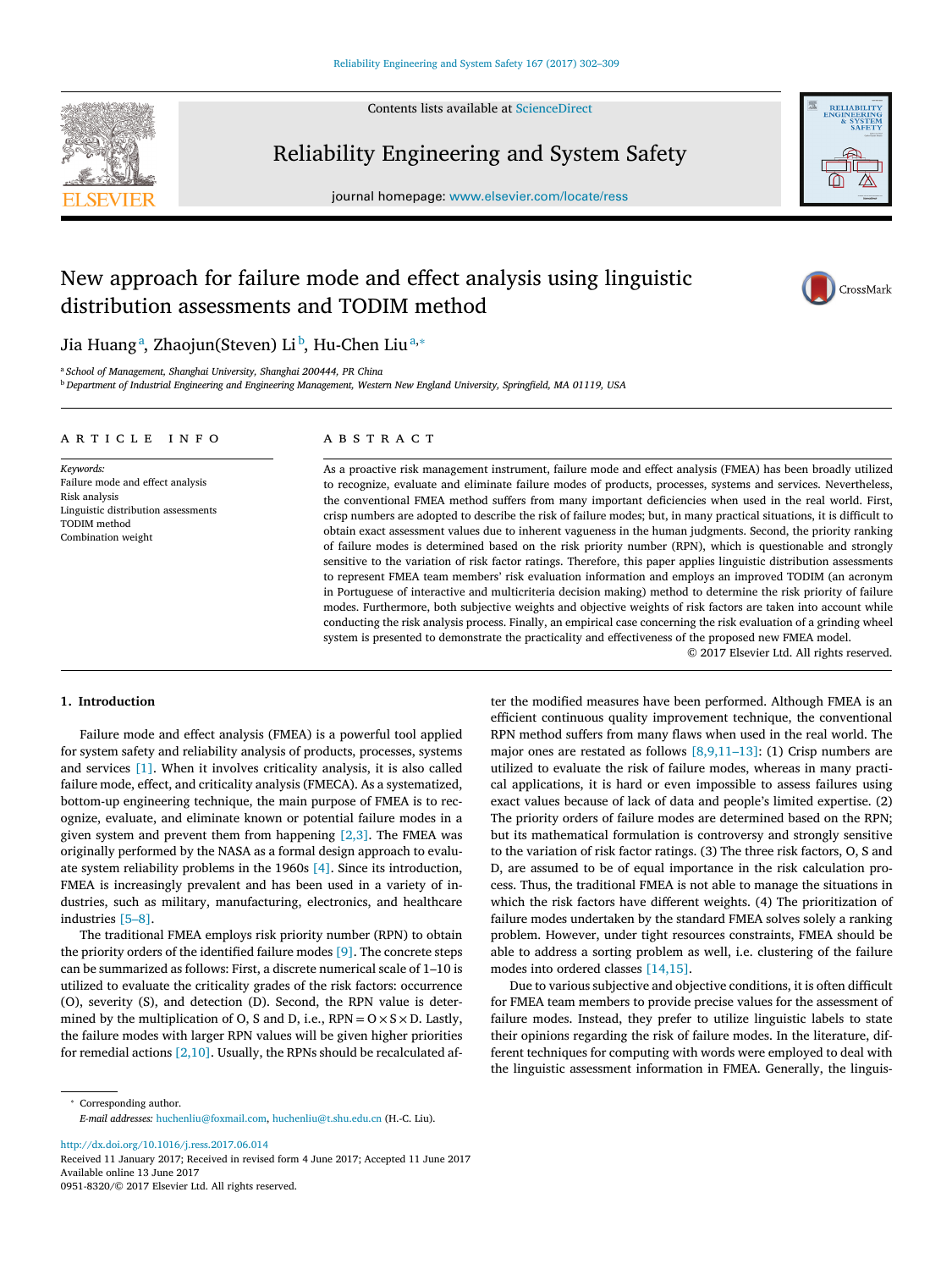# New approach for failure mode and effect analysis using linguistic distribution assessments and TODIM method

Jia Huang[a], Zhaojun(Steven) Li[b], Hu-Chen Liu[a,*]

[a] School of Management, Shanghai University, Shanghai 200444, PR China
[b] Department of Industrial Engineering and Engineering Management, Western New England University, Springfield, MA 01119, USA

## ARTICLE INFO

*Keywords:*
Failure mode and effect analysis
Risk analysis
Linguistic distribution assessments
TODIM method
Combination weight

## ABSTRACT

As a proactive risk management instrument, failure mode and effect analysis (FMEA) has been broadly utilized to recognize, evaluate and eliminate failure modes of products, processes, systems and services. Nevertheless, the conventional FMEA method suffers from many important deficiencies when used in the real world. First, crisp numbers are adopted to describe the risk of failure modes; but, in many practical situations, it is difficult to obtain exact assessment values due to inherent vagueness in the human judgments. Second, the priority ranking of failure modes is determined based on the risk priority number (RPN), which is questionable and strongly sensitive to the variation of risk factor ratings. Therefore, this paper applies linguistic distribution assessments to represent FMEA team members' risk evaluation information and employs an improved TODIM (an acronym in Portuguese of interactive and multicriteria decision making) method to determine the risk priority of failure modes. Furthermore, both subjective weights and objective weights of risk factors are taken into account while conducting the risk analysis process. Finally, an empirical case concerning the risk evaluation of a grinding wheel system is presented to demonstrate the practicality and effectiveness of the proposed new FMEA model.

© 2017 Elsevier Ltd. All rights reserved.

## 1. Introduction

Failure mode and effect analysis (FMEA) is a powerful tool applied for system safety and reliability analysis of products, process, systems and services [1]. When it involves criticality analysis, it is also called failure mode, effect, and criticality analysis (FMECA). As a systematized, bottom-up engineering technique, the main purpose of FMEA is to recognize, evaluate, and eliminate known or potential failure modes in a given system and prevent them from happening [2,3]. The FMEA was originally performed by the NASA as a formal design approach to evaluate system reliability problems in the 1960s [4]. Since its introduction, FMEA is increasingly prevalent and has been used in a variety of industries, such as military, manufacturing, electronics, and healthcare industries [5–8].

The traditional FMEA employs risk priority number (RPN) to obtain the priority orders of the identified failure modes [9]. The concrete steps can be summarized as follows: First, a discrete numerical scale of 1–10 is utilized to evaluate the criticality grades of the risk factors: occurrence (O), severity (S), and detection (D). Second, the RPN value is determined by the multiplication of O, S and D, i.e., RPN = O × S × D. Lastly, the failure modes with larger RPN values will be given higher priorities for remedial actions [2,10]. Usually, the RPNs should be recalculated after the modified measures have been performed. Although FMEA is an efficient continuous quality improvement technique, the conventional RPN method suffers from many flaws when used in the real world. The major ones are restated as follows [8,9,11–13]: (1) Crisp numbers are utilized to evaluate the risk of failure modes, whereas in many practical applications, it is hard or even impossible to assess failures using exact values because of lack of data and people's limited expertise. (2) The priority orders of failure modes are determined based on the RPN; but its mathematical formulation is controversy and strongly sensitive to the variation of risk factor ratings. (3) The three risk factors, O, S and D, are assumed to be of equal importance in the risk calculation process. Thus, the traditional FMEA is not able to manage the situations in which the risk factors have different weights. (4) The prioritization of failure modes undertaken by the standard FMEA solves solely a ranking problem. However, under tight resources constraints, FMEA should be able to address a sorting problem as well, i.e. clustering of the failure modes into ordered classes [14,15].

Due to various subjective and objective conditions, it is often difficult for FMEA team members to provide precise values for the assessment of failure modes. Instead, they prefer to utilize linguistic labels to state their opinions regarding the risk of failure modes. In the literature, different techniques for computing with words were employed to deal with the linguistic assessment information in FMEA. Generally, the linguis-

* Corresponding author.
*E-mail addresses:* huchenliu@foxmail.com, huchenliu@t.shu.edu.cn (H.-C. Liu).

http://dx.doi.org/10.1016/j.ress.2017.06.014
Received 11 January 2017; Received in revised form 4 June 2017; Accepted 11 June 2017
Available online 13 June 2017
0951-8320/© 2017 Elsevier Ltd. All rights reserved.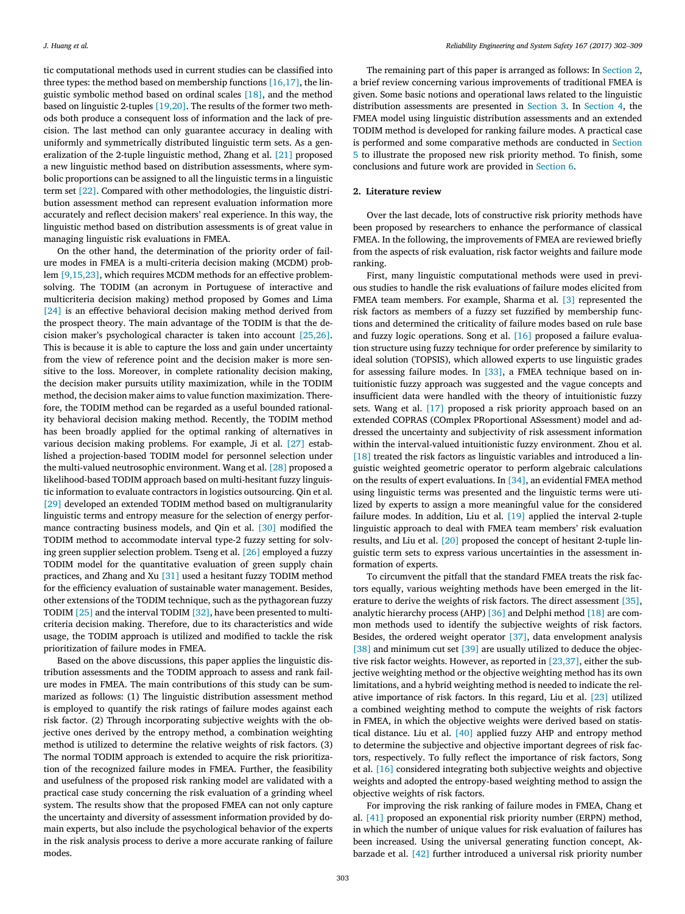tic computational methods used in current studies can be classified into three types: the method based on membership functions [16,17], the linguistic symbolic method based on ordinal scales [18], and the method based on linguistic 2-tuples [19,20]. The results of the former two methods both produce a consequent loss of information and the lack of precision. The last method can only guarantee accuracy in dealing with uniformly and symmetrically distributed linguistic term sets. As a generalization of the 2-tuple linguistic method, Zhang et al. [21] proposed a new linguistic method based on distribution assessments, where symbolic proportions can be assigned to all the linguistic terms in a linguistic term set [22]. Compared with other methodologies, the linguistic distribution assessment method can represent evaluation information more accurately and reflect decision makers' real experience. In this way, the linguistic method based on distribution assessments is of great value in managing linguistic risk evaluations in FMEA.

On the other hand, the determination of the priority order of failure modes in FMEA is a multi-criteria decision making (MCDM) problem [9,15,23], which requires MCDM methods for an effective problem-solving. The TODIM (an acronym in Portuguese of interactive and multicriteria decision making) method proposed by Gomes and Lima [24] is an effective behavioral decision making method derived from the prospect theory. The main advantage of the TODIM is that the decision maker's psychological character is taken into account [25,26]. This is because it is able to capture the loss and gain under uncertainty from the view of reference point and the decision maker is more sensitive to the loss. Moreover, in complete rationality decision making, the decision maker pursuits utility maximization, while in the TODIM method, the decision maker aims to value function maximization. Therefore, the TODIM method can be regarded as a useful bounded rationality behavioral decision making method. Recently, the TODIM method has been broadly applied for the optimal ranking of alternatives in various decision making problems. For example, Ji et al. [27] established a projection-based TODIM model for personnel selection under the multi-valued neutrosophic environment. Wang et al. [28] proposed a likelihood-based TODIM approach based on multi-hesitant fuzzy linguistic information to evaluate contractors in logistics outsourcing. Qin et al. [29] developed an extended TODIM method based on multigranularity linguistic terms and entropy measure for the selection of energy performance contracting business models, and Qin et al. [30] modified the TODIM method to accommodate interval type-2 fuzzy setting for solving green supplier selection problem. Tseng et al. [26] employed a fuzzy TODIM model for the quantitative evaluation of green supply chain practices, and Zhang and Xu [31] used a hesitant fuzzy TODIM method for the efficiency evaluation of sustainable water management. Besides, other extensions of the TODIM technique, such as the pythagorean fuzzy TODIM [25] and the interval TODIM [32], have been presented to multicriteria decision making. Therefore, due to its characteristics and wide usage, the TODIM approach is utilized and modified to tackle the risk prioritization of failure modes in FMEA.

Based on the above discussions, this paper applies the linguistic distribution assessments and the TODIM approach to assess and rank failure modes in FMEA. The main contributions of this study can be summarized as follows: (1) The linguistic distribution assessment method is employed to quantify the risk ratings of failure modes against each risk factor. (2) Through incorporating subjective weights with the objective ones derived by the entropy method, a combination weighting method is utilized to determine the relative weights of risk factors. (3) The normal TODIM approach is extended to acquire the risk prioritization of the recognized failure modes in FMEA. Further, the feasibility and usefulness of the proposed risk ranking model are validated with a practical case study concerning the risk evaluation of a grinding wheel system. The results show that the proposed FMEA can not only capture the uncertainty and diversity of assessment information provided by domain experts, but also include the psychological behavior of the experts in the risk analysis process to derive a more accurate ranking of failure modes.

The remaining part of this paper is arranged as follows: In Section 2, a brief review concerning various improvements of traditional FMEA is given. Some basic notions and operational laws related to the linguistic distribution assessments are presented in Section 3. In Section 4, the FMEA model using linguistic distribution assessments and an extended TODIM method is developed for ranking failure modes. A practical case is performed and some comparative methods are conducted in Section 5 to illustrate the proposed new risk priority method. To finish, some conclusions and future work are provided in Section 6.

## 2. Literature review

Over the last decade, lots of constructive risk priority methods have been proposed by researchers to enhance the performance of classical FMEA. In the following, the improvements of FMEA are reviewed briefly from the aspects of risk evaluation, risk factor weights and failure mode ranking.

First, many linguistic computational methods were used in previous studies to handle the risk evaluations of failure modes elicited from FMEA team members. For example, Sharma et al. [3] represented the risk factors as members of a fuzzy set fuzzified by membership functions and determined the criticality of failure modes based on rule base and fuzzy logic operations. Song et al. [16] proposed a failure evaluation structure using fuzzy technique for order preference by similarity to ideal solution (TOPSIS), which allowed experts to use linguistic grades for assessing failure modes. In [33], a FMEA technique based on intuitionistic fuzzy approach was suggested and the vague concepts and insufficient data were handled with the theory of intuitionistic fuzzy sets. Wang et al. [17] proposed a risk priority approach based on an extended COPRAS (COmplex PRoportional ASsessment) model and addressed the uncertainty and subjectivity of risk assessment information within the interval-valued intuitionistic fuzzy environment. Zhou et al. [18] treated the risk factors as linguistic variables and introduced a linguistic weighted geometric operator to perform algebraic calculations on the results of expert evaluations. In [34], an evidential FMEA method using linguistic terms was presented and the linguistic terms were utilized by experts to assign a more meaningful value for the considered failure modes. In addition, Liu et al. [19] applied the interval 2-tuple linguistic approach to deal with FMEA team members' risk evaluation results, and Liu et al. [20] proposed the concept of hesitant 2-tuple linguistic term sets to express various uncertainties in the assessment information of experts.

To circumvent the pitfall that the standard FMEA treats the risk factors equally, various weighting methods have been emerged in the literature to derive the weights of risk factors. The direct assessment [35], analytic hierarchy process (AHP) [36] and Delphi method [18] are common methods used to identify the subjective weights of risk factors. Besides, the ordered weight operator [37], data envelopment analysis [38] and minimum cut set [39] are usually utilized to deduce the objective risk factor weights. However, as reported in [23,37], either the subjective weighting method or the objective weighting method has its own limitations, and a hybrid weighting method is needed to indicate the relative importance of risk factors. In this regard, Liu et al. [23] utilized a combined weighting method to compute the weights of risk factors in FMEA, in which the objective weights were derived based on statistical distance. Liu et al. [40] applied fuzzy AHP and entropy method to determine the subjective and objective important degrees of risk factors, respectively. To fully reflect the importance of risk factors, Song et al. [16] considered integrating both subjective weights and objective weights and adopted the entropy-based weighting method to assign the objective weights of risk factors.

For improving the risk ranking of failure modes in FMEA, Chang et al. [41] proposed an exponential risk priority number (ERPN) method, in which the number of unique values for risk evaluation of failures has been increased. Using the universal generating function concept, Akbarzade et al. [42] further introduced a universal risk priority number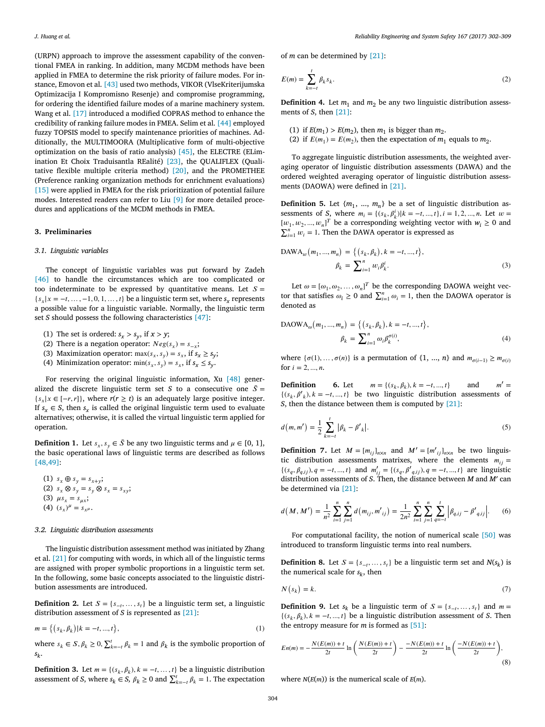(URPN) approach to improve the assessment capability of the conventional FMEA in ranking. In addition, many MCDM methods have been applied in FMEA to determine the risk priority of failure modes. For instance, Emovon et al. [43] used two methods, VIKOR (VlseKriterijumska Optimizacija I Kompromisno Resenje) and compromise programming, for ordering the identified failure modes of a marine machinery system. Wang et al. [17] introduced a modified COPRAS method to enhance the credibility of ranking failure modes in FMEA. Selim et al. [44] employed fuzzy TOPSIS model to specify maintenance priorities of machines. Additionally, the MULTIMOORA (Multiplicative form of multi-objective optimization on the basis of ratio analysis) [45], the ELECTRE (ELimination Et Choix Traduisantla REalité) [23], the QUALIFLEX (Qualitative flexible multiple criteria method) [20], and the PROMETHEE (Preference ranking organization methods for enrichment evaluations) [15] were applied in FMEA for the risk prioritization of potential failure modes. Interested readers can refer to Liu [9] for more detailed procedures and applications of the MCDM methods in FMEA.

## 3. Preliminaries

### 3.1. Linguistic variables

The concept of linguistic variables was put forward by Zadeh [46] to handle the circumstances which are too complicated or too indeterminate to be expressed by quantitative means. Let $S = \{s_x | x = -t, \ldots, -1, 0, 1, \ldots, t\}$ be a linguistic term set, where $s_x$ represents a possible value for a linguistic variable. Normally, the linguistic term set $S$ should possess the following characteristics [47]:

(1) The set is ordered: $s_x > s_y$, if $x > y$;
(2) There is a negation operator: $Neg(s_x) = s_{-x}$;
(3) Maximization operator: $\max(s_x, s_y) = s_x$, if $s_x \geq s_y$;
(4) Minimization operator: $\min(s_x, s_y) = s_x$, if $s_x \leq s_y$.

For reserving the original linguistic information, Xu [48] generalized the discrete linguistic term set $S$ to a consecutive one $\bar{S} = \{s_x | x \in [-r, r]\}$, where $r(r \geq t)$ is an adequately large positive integer. If $s_x \in S$, then $s_x$ is called the original linguistic term used to evaluate alternatives; otherwise, it is called the virtual linguistic term applied for operation.

**Definition 1.** Let $s_x, s_y \in \bar{S}$ be any two linguistic terms and $\mu \in [0, 1]$, the basic operational laws of linguistic terms are described as follows [48,49]:

(1) $s_x \oplus s_y = s_{x+y}$;
(2) $s_x \otimes s_y = s_y \otimes s_x = s_{xy}$;
(3) $\mu s_x = s_{\mu x}$;
(4) $(s_x)^\mu = s_{x^\mu}$.

### 3.2. Linguistic distribution assessments

The linguistic distribution assessment method was initiated by Zhang et al. [21] for computing with words, in which all of the linguistic terms are assigned with proper symbolic proportions in a linguistic term set. In the following, some basic concepts associated to the linguistic distribution assessments are introduced.

**Definition 2.** Let $S = \{s_{-t}, \ldots, s_t\}$ be a linguistic term set, a linguistic distribution assessment of $S$ is represented as [21]:

$$m = \{(s_k, \beta_k) | k = -t, \ldots, t\}, \tag{1}$$

where $s_k \in S, \beta_k \geq 0, \sum_{k=-t}^{t} \beta_k = 1$ and $\beta_k$ is the symbolic proportion of $s_k$.

**Definition 3.** Let $m = \{(s_k, \beta_k), k = -t, \ldots, t\}$ be a linguistic distribution assessment of $S$, where $s_k \in S$, $\beta_k \geq 0$ and $\sum_{k=-t}^{t} \beta_k = 1$. The expectation of $m$ can be determined by [21]:

$$E(m) = \sum_{k=-t}^{t} \beta_k s_k. \tag{2}$$

**Definition 4.** Let $m_1$ and $m_2$ be any two linguistic distribution assessments of $S$, then [21]:

(1) if $E(m_1) > E(m_2)$, then $m_1$ is bigger than $m_2$.
(2) if $E(m_1) = E(m_2)$, then the expectation of $m_1$ equals to $m_2$.

To aggregate linguistic distribution assessments, the weighted averaging operator of linguistic distribution assessments (DAWA) and the ordered weighted averaging operator of linguistic distribution assessments (DAOWA) were defined in [21].

**Definition 5.** Let $\{m_1, \ldots, m_n\}$ be a set of linguistic distribution assessments of $S$, where $m_i = \{(s_k, \beta_k^i) | k = -t, \ldots, t\}, i = 1, 2, \ldots, n$. Let $w = [w_1, w_2, \ldots, w_n]^T$ be a corresponding weighting vector with $w_i \geq 0$ and $\sum_{i=1}^{n} w_i = 1$. Then the DAWA operator is expressed as

$$\text{DAWA}_w(m_1, \ldots, m_n) = \{(s_k, \beta_k), k = -t, \ldots, t\},$$
$$\beta_k = \sum_{i=1}^{n} w_i \beta_k^i. \tag{3}$$

Let $\omega = [\omega_1, \omega_2, \ldots, \omega_n]^T$ be the corresponding DAOWA weight vector that satisfies $\omega_i \geq 0$ and $\sum_{i=1}^{n} \omega_i = 1$, then the DAOWA operator is denoted as

$$\text{DAOWA}_\omega(m_1, \ldots, m_n) = \{(s_k, \beta_k), k = -t, \ldots, t\},$$
$$\beta_k = \sum_{i=1}^{n} \omega_i \beta_k^{\sigma(i)}, \tag{4}$$

where $\{\sigma(1), \ldots, \sigma(n)\}$ is a permutation of $\{1, \ldots, n\}$ and $m_{\sigma(i-1)} \geq m_{\sigma(i)}$ for $i = 2, \ldots, n$.

**Definition 6.** Let $m = \{(s_k, \beta_k), k = -t, \ldots, t\}$ and $m' = \{(s_k, \beta'_k), k = -t, \ldots, t\}$ be two linguistic distribution assessments of $S$, then the distance between them is computed by [21]:

$$d(m, m') = \frac{1}{2} \sum_{k=-t}^{t} |\beta_k - \beta'_k|. \tag{5}$$

**Definition 7.** Let $M = [m_{ij}]_{n \times n}$ and $M' = [m'_{ij}]_{n \times n}$ be two linguistic distribution assessments matrixes, where the elements $m_{ij} = \{(s_q, \beta_{q,ij}), q = -t, \ldots, t\}$ and $m'_{ij} = \{(s_q, \beta'_{q,ij}), q = -t, \ldots, t\}$ are linguistic distribution assessments of $S$. Then, the distance between $M$ and $M'$ can be determined via [21]:

$$d(M, M') = \frac{1}{n^2} \sum_{i=1}^{n} \sum_{j=1}^{n} d(m_{ij}, m'_{ij}) = \frac{1}{2n^2} \sum_{i=1}^{n} \sum_{j=1}^{n} \sum_{q=-t}^{t} \left|\beta_{q,ij} - \beta'_{q,ij}\right|. \tag{6}$$

For computational facility, the notion of numerical scale [50] was introduced to transform linguistic terms into real numbers.

**Definition 8.** Let $S = \{s_{-t}, \ldots, s_t\}$ be a linguistic term set and $N(s_k)$ is the numerical scale for $s_k$, then

$$N(s_k) = k. \tag{7}$$

**Definition 9.** Let $s_k$ be a linguistic term of $S = \{s_{-t}, \ldots, s_t\}$ and $m = \{(s_k, \beta_k), k = -t, \ldots, t\}$ be a linguistic distribution assessment of $S$. Then the entropy measure for $m$ is formed as [51]:

$$En(m) = -\frac{N(E(m)) + t}{2t} \ln\left(\frac{N(E(m)) + t}{2t}\right) - \frac{-N(E(m)) + t}{2t} \ln\left(\frac{-N(E(m)) + t}{2t}\right), \tag{8}$$

where $N(E(m))$ is the numerical scale of $E(m)$.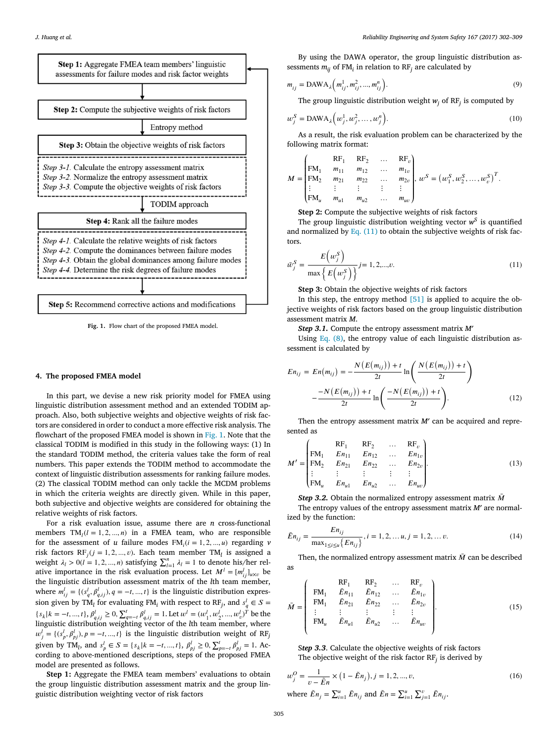**Step 1:** Aggregate FMEA team members' linguistic assessments for failure modes and risk factor weights

**Step 2:** Compute the subjective weights of risk factors

Entropy method

**Step 3:** Obtain the objective weights of risk factors

*Step 3-1.* Calculate the entropy assessment matrix
*Step 3-2.* Normalize the entropy assessment matrix
*Step 3-3.* Compute the objective weights of risk factors

TODIM approach

**Step 4:** Rank all the failure modes

*Step 4-1.* Calculate the relative weights of risk factors
*Step 4-2.* Compute the dominances between failure modes
*Step 4-3.* Obtain the global dominances among failure modes
*Step 4-4.* Determine the risk degrees of failure modes

**Step 5:** Recommend corrective actions and modifications

**Fig. 1.** Flow chart of the proposed FMEA model.

## 4. The proposed FMEA model

In this part, we devise a new risk priority model for FMEA using linguistic distribution assessment method and an extended TODIM approach. Also, both subjective weights and objective weights of risk factors are considered in order to conduct a more effective risk analysis. The flowchart of the proposed FMEA model is shown in Fig. 1. Note that the classical TODIM is modified in this study in the following ways: (1) In the standard TODIM method, the criteria values take the form of real numbers. This paper extends the TODIM method to accommodate the context of linguistic distribution assessments for ranking failure modes. (2) The classical TODIM method can only tackle the MCDM problems in which the criteria weights are directly given. While in this paper, both subjective and objective weights are considered for obtaining the relative weights of risk factors.

For a risk evaluation issue, assume there are $n$ cross-functional members $\text{TM}_l (l = 1, 2, ..., n)$ in a FMEA team, who are responsible for the assessment of $u$ failure modes $\text{FM}_i (i = 1, 2, ..., n)$ regarding $v$ risk factors $\text{RF}_j (j = 1, 2, ..., v)$. Each team member $\text{TM}_l$ is assigned a weight $\lambda_l > 0 (l = 1, 2, ..., n)$ satisfying $\sum_{l=1}^{n} \lambda_l = 1$ to denote his/her relative importance in the risk evaluation process. Let $M^l = [m_{ij}^l]_{u \times v}$ be the linguistic distribution assessment matrix of the $l$th team member, where $m_{ij}^l = \{(s_q^l, \beta_{q,ij}^l), q = -t, ..., t\}$ is the linguistic distribution expression given by $\text{TM}_l$ for evaluating $\text{FM}_i$ with respect to $\text{RF}_j$, and $s_q^l \in S = \{s_k | k = -t, ..., t\}$, $\beta_{q,ij}^l \geq 0$, $\sum_{q=-t}^{t} \beta_{q,ij}^l = 1$. Let $w^l = (w_1^l, w_2^l, ..., w_v^l)^T$ be the linguistic distribution weighting vector of the $l$th team member, where $w_j^l = \{(s_p^l, \beta_{pj}^l), p = -t, ..., t\}$ is the linguistic distribution weight of $\text{RF}_j$ given by $\text{TM}_l$, and $s_p^l \in S = \{s_k | k = -t, ..., t\}$, $\beta_{pj}^l \geq 0$, $\sum_{p=-t}^{t} \beta_{pj}^l = 1$. According to above-mentioned descriptions, steps of the proposed FMEA model are presented as follows.

**Step 1:** Aggregate the FMEA team members' evaluations to obtain the group linguistic distribution assessment matrix and the group linguistic distribution weighting vector of risk factors

By using the DAWA operator, the group linguistic distribution assessments $m_{ij}$ of $\text{FM}_i$ in relation to $\text{RF}_j$ are calculated by

$$m_{ij} = \text{DAWA}_\lambda \left( m_{ij}^1, m_{ij}^2, ..., m_{ij}^n \right). \tag{9}$$

The group linguistic distribution weight $w_j$ of $\text{RF}_j$ is computed by

$$w_j^S = \text{DAWA}_\lambda \left( w_j^1, w_j^2, ..., w_j^n \right). \tag{10}$$

As a result, the risk evaluation problem can be characterized by the following matrix format:

$$M = \begin{pmatrix} & \text{RF}_1 & \text{RF}_2 & \ldots & \text{RF}_v \\ \text{FM}_1 & m_{11} & m_{12} & \ldots & m_{1v} \\ \text{FM}_2 & m_{21} & m_{22} & \ldots & m_{2v} \\ \vdots & \vdots & \vdots & \vdots & \vdots \\ \text{FM}_u & m_{u1} & m_{u2} & \ldots & m_{uv} \end{pmatrix}, \; w^S = \left( w_1^S, w_2^S, ..., w_v^S \right)^T.$$

**Step 2:** Compute the subjective weights of risk factors

The group linguistic distribution weighting vector $w^S$ is quantified and normalized by Eq. (11) to obtain the subjective weights of risk factors.

$$\bar{w}_j^S = \frac{E\left(w_j^S\right)}{\max\left\{E\left(w_j^S\right)\right\}} j = 1, 2, ..., v. \tag{11}$$

**Step 3:** Obtain the objective weights of risk factors

In this step, the entropy method [51] is applied to acquire the objective weights of risk factors based on the group linguistic distribution assessment matrix $M$.

***Step 3.1.*** Compute the entropy assessment matrix $M'$

Using Eq. (8), the entropy value of each linguistic distribution assessment is calculated by

$$En_{ij} = En\left(m_{ij}\right) = -\frac{N\left(E\left(m_{ij}\right)\right) + t}{2t} \ln\left(\frac{N\left(E\left(m_{ij}\right)\right) + t}{2t}\right) - \frac{-N\left(E\left(m_{ij}\right)\right) + t}{2t} \ln\left(\frac{-N\left(E\left(m_{ij}\right)\right) + t}{2t}\right). \tag{12}$$

Then the entropy assessment matrix $M'$ can be acquired and represented as

$$M' = \begin{pmatrix} & \text{RF}_1 & \text{RF}_2 & \ldots & \text{RF}_v \\ \text{FM}_1 & En_{11} & En_{12} & \ldots & En_{1v} \\ \text{FM}_2 & En_{21} & En_{22} & \ldots & En_{2v} \\ \vdots & \vdots & \vdots & \vdots & \vdots \\ \text{FM}_u & En_{u1} & En_{u2} & \ldots & En_{uv} \end{pmatrix}. \tag{13}$$

***Step 3.2.*** Obtain the normalized entropy assessment matrix $\bar{M}$

The entropy values of the entropy assessment matrix $M'$ are normalized by the function:

$$\bar{En}_{ij} = \frac{En_{ij}}{\max_{1 \leq i \leq u}\{En_{ij}\}}, i = 1, 2, \ldots u, j = 1, 2, \ldots v. \tag{14}$$

Then, the normalized entropy assessment matrix $\bar{M}$ can be described as

$$\bar{M} = \begin{pmatrix} & \text{RF}_1 & \text{RF}_2 & \ldots & \text{RF}_v \\ \text{FM}_1 & \bar{En}_{11} & \bar{En}_{12} & \ldots & \bar{En}_{1v} \\ \text{FM}_1 & \bar{En}_{21} & \bar{En}_{22} & \ldots & \bar{En}_{2v} \\ \vdots & \vdots & \vdots & \vdots & \vdots \\ \text{FM}_u & \bar{En}_{u1} & \bar{En}_{u2} & \ldots & \bar{En}_{uv} \end{pmatrix}. \tag{15}$$

***Step 3.3.*** Calculate the objective weights of risk factors

The objective weight of the risk factor $\text{RF}_j$ is derived by

$$w_j^O = \frac{1}{v - \tilde{En}} \times \left(1 - \tilde{En}_j\right), j = 1, 2, ..., v, \tag{16}$$

where $\tilde{En}_j = \sum_{i=1}^{u} \bar{En}_{ij}$ and $\tilde{En} = \sum_{i=1}^{u} \sum_{j=1}^{v} \bar{En}_{ij}$.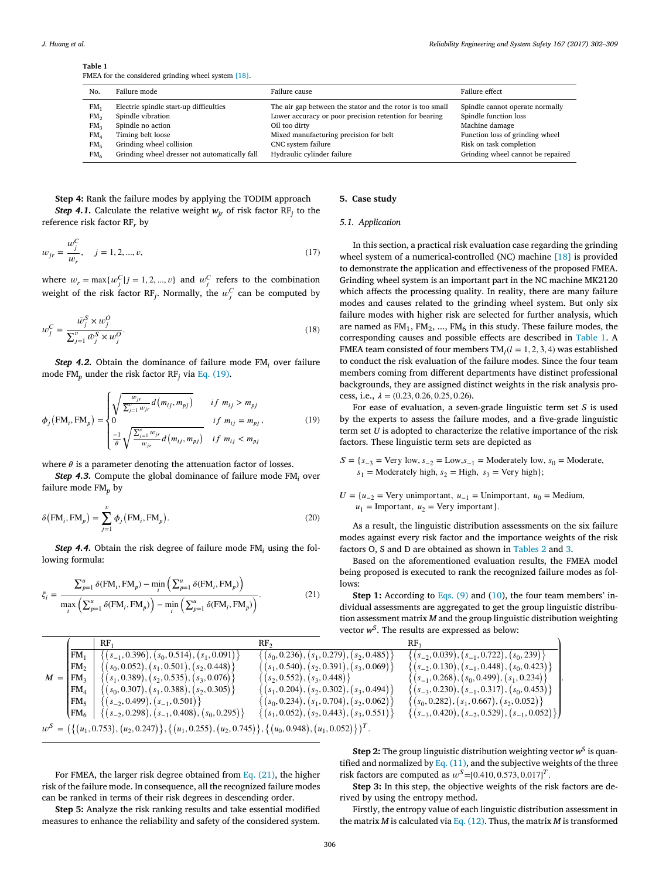**Table 1**
FMEA for the considered grinding wheel system [18].

| No. | Failure mode | Failure cause | Failure effect |
| --- | --- | --- | --- |
| $FM_1$ | Electric spindle start-up difficulties | The air gap between the stator and the rotor is too small | Spindle cannot operate normally |
| $FM_2$ | Spindle vibration | Lower accuracy or poor precision retention for bearing | Spindle function loss |
| $FM_3$ | Spindle no action | Oil too dirty | Machine damage |
| $FM_4$ | Timing belt loose | Mixed manufacturing precision for belt | Function loss of grinding wheel |
| $FM_5$ | Grinding wheel collision | CNC system failure | Risk on task completion |
| $FM_6$ | Grinding wheel dresser not automatically fall | Hydraulic cylinder failure | Grinding wheel cannot be repaired |

**Step 4:** Rank the failure modes by applying the TODIM approach

***Step 4.1.*** Calculate the relative weight $w_{jr}$ of risk factor $RF_j$ to the reference risk factor $RF_r$ by

$$w_{jr} = \frac{w_j^C}{w_r}, \quad j = 1, 2, ..., v, \tag{17}$$

where $w_r = \max\{w_j^C | j = 1, 2, ..., v\}$ and $w_j^C$ refers to the combination weight of the risk factor $RF_j$. Normally, the $w_j^C$ can be computed by

$$w_j^C = \frac{\bar{w}_j^S \times w_j^O}{\sum_{j=1}^{v} \bar{w}_j^S \times w_j^O}. \tag{18}$$

***Step 4.2.*** Obtain the dominance of failure mode $FM_i$ over failure mode $FM_p$ under the risk factor $RF_j$ via Eq. (19).

$$\phi_j(FM_i, FM_p) = \begin{cases} \sqrt{\frac{w_{jr}}{\sum_{j=1}^{v} w_{jr}} d(m_{ij}, m_{pj})} & if\ m_{ij} > m_{pj} \\ 0 & if\ m_{ij} = m_{pj} \\ \frac{-1}{\theta} \sqrt{\frac{\sum_{j=1}^{v} w_{jr}}{w_{jr}} d(m_{ij}, m_{pj})} & if\ m_{ij} < m_{pj} \end{cases}, \tag{19}$$

where $\theta$ is a parameter denoting the attenuation factor of losses.

***Step 4.3.*** Compute the global dominance of failure mode $FM_i$ over failure mode $FM_p$ by

$$\delta(FM_i, FM_p) = \sum_{j=1}^{v} \phi_j(FM_i, FM_p). \tag{20}$$

***Step 4.4.*** Obtain the risk degree of failure mode $FM_i$ using the following formula:

$$\xi_i = \frac{\sum_{p=1}^{u} \delta(FM_i, FM_p) - \min_i \left(\sum_{p=1}^{u} \delta(FM_i, FM_p)\right)}{\max_i \left(\sum_{p=1}^{u} \delta(FM_i, FM_p)\right) - \min_i \left(\sum_{p=1}^{u} \delta(FM_i, FM_p)\right)}. \tag{21}$$

For FMEA, the larger risk degree obtained from Eq. (21), the higher risk of the failure mode. In consequence, all the recognized failure modes can be ranked in terms of their risk degrees in descending order.

**Step 5:** Analyze the risk ranking results and take essential modified measures to enhance the reliability and safety of the considered system.

## 5. Case study

### 5.1. Application

In this section, a practical risk evaluation case regarding the grinding wheel system of a numerical-controlled (NC) machine [18] is provided to demonstrate the application and effectiveness of the proposed FMEA. Grinding wheel system is an important part in the NC machine MK2120 which affects the processing quality. In reality, there are many failure modes and causes related to the grinding wheel system. But only six failure modes with higher risk are selected for further analysis, which are named as $FM_1$, $FM_2$, ..., $FM_6$ in this study. These failure modes, the corresponding causes and possible effects are described in Table 1. A FMEA team consisted of four members $TM_l (l = 1, 2, 3, 4)$ was established to conduct the risk evaluation of the failure modes. Since the four team members coming from different departments have distinct professional backgrounds, they are assigned distinct weights in the risk analysis process, i.e., $\lambda = (0.23, 0.26, 0.25, 0.26)$.

For ease of evaluation, a seven-grade linguistic term set $S$ is used by the experts to assess the failure modes, and a five-grade linguistic term set $U$ is adopted to characterize the relative importance of the risk factors. These linguistic term sets are depicted as

$$S = \{s_{-3} = \text{Very low},\ s_{-2} = \text{Low}, s_{-1} = \text{Moderately low},\ s_0 = \text{Moderate},\ s_1 = \text{Moderately high},\ s_2 = \text{High},\ s_3 = \text{Very high}\};$$

$$U = \{u_{-2} = \text{Very unimportant},\ u_{-1} = \text{Unimportant},\ u_0 = \text{Medium},\ u_1 = \text{Important},\ u_2 = \text{Very important}\}.$$

As a result, the linguistic distribution assessments on the six failure modes against every risk factor and the importance weights of the risk factors O, S and D are obtained as shown in Tables 2 and 3.

Based on the aforementioned evaluation results, the FMEA model being proposed is executed to rank the recognized failure modes as follows:

**Step 1:** According to Eqs. (9) and (10), the four team members' individual assessments are aggregated to get the group linguistic distribution assessment matrix $M$ and the group linguistic distribution weighting vector $w^S$. The results are expressed as below:

$$M = \begin{array}{c|ccc} & RF_1 & RF_2 & RF_3 \\ \hline FM_1 & \{(s_{-1}, 0.396), (s_0, 0.514), (s_1, 0.091)\} & \{(s_0, 0.236), (s_1, 0.279), (s_2, 0.485)\} & \{(s_{-2}, 0.039), (s_{-1}, 0.722), (s_0, 239)\} \\ FM_2 & \{(s_0, 0.052), (s_1, 0.501), (s_2, 0.448)\} & \{(s_1, 0.540), (s_2, 0.391), (s_3, 0.069)\} & \{(s_{-2}, 0.130), (s_{-1}, 0.448), (s_0, 0.423)\} \\ FM_3 & \{(s_1, 0.389), (s_2, 0.535), (s_3, 0.076)\} & \{(s_2, 0.552), (s_3, 0.448)\} & \{(s_{-1}, 0.268), (s_0, 0.499), (s_1, 0.234)\} \\ FM_4 & \{(s_0, 0.307), (s_1, 0.388), (s_2, 0.305)\} & \{(s_1, 0.204), (s_2, 0.302), (s_3, 0.494)\} & \{(s_{-3}, 0.230), (s_{-1}, 0.317), (s_0, 0.453)\} \\ FM_5 & \{(s_{-2}, 0.499), (s_{-1}, 0.501)\} & \{(s_0, 0.234), (s_1, 0.704), (s_2, 0.062)\} & \{(s_0, 0.282), (s_1, 0.667), (s_2, 0.052)\} \\ FM_6 & \{(s_{-2}, 0.298), (s_{-1}, 0.408), (s_0, 0.295)\} & \{(s_1, 0.052), (s_2, 0.443), (s_3, 0.551)\} & \{(s_{-3}, 0.420), (s_{-2}, 0.529), (s_{-1}, 0.052)\} \end{array}.$$

$$w^S = (\{(u_1, 0.753), (u_2, 0.247)\}, \{(u_1, 0.255), (u_2, 0.745)\}, \{(u_0, 0.948), (u_1, 0.052)\})^T.$$

**Step 2:** The group linguistic distribution weighting vector $w^S$ is quantified and normalized by Eq. (11), and the subjective weights of the three risk factors are computed as $\bar{w}^S$=[0.410, 0.573, 0.017]$^T$.

**Step 3:** In this step, the objective weights of the risk factors are derived by using the entropy method.

Firstly, the entropy value of each linguistic distribution assessment in the matrix $M$ is calculated via Eq. (12). Thus, the matrix $M$ is transformed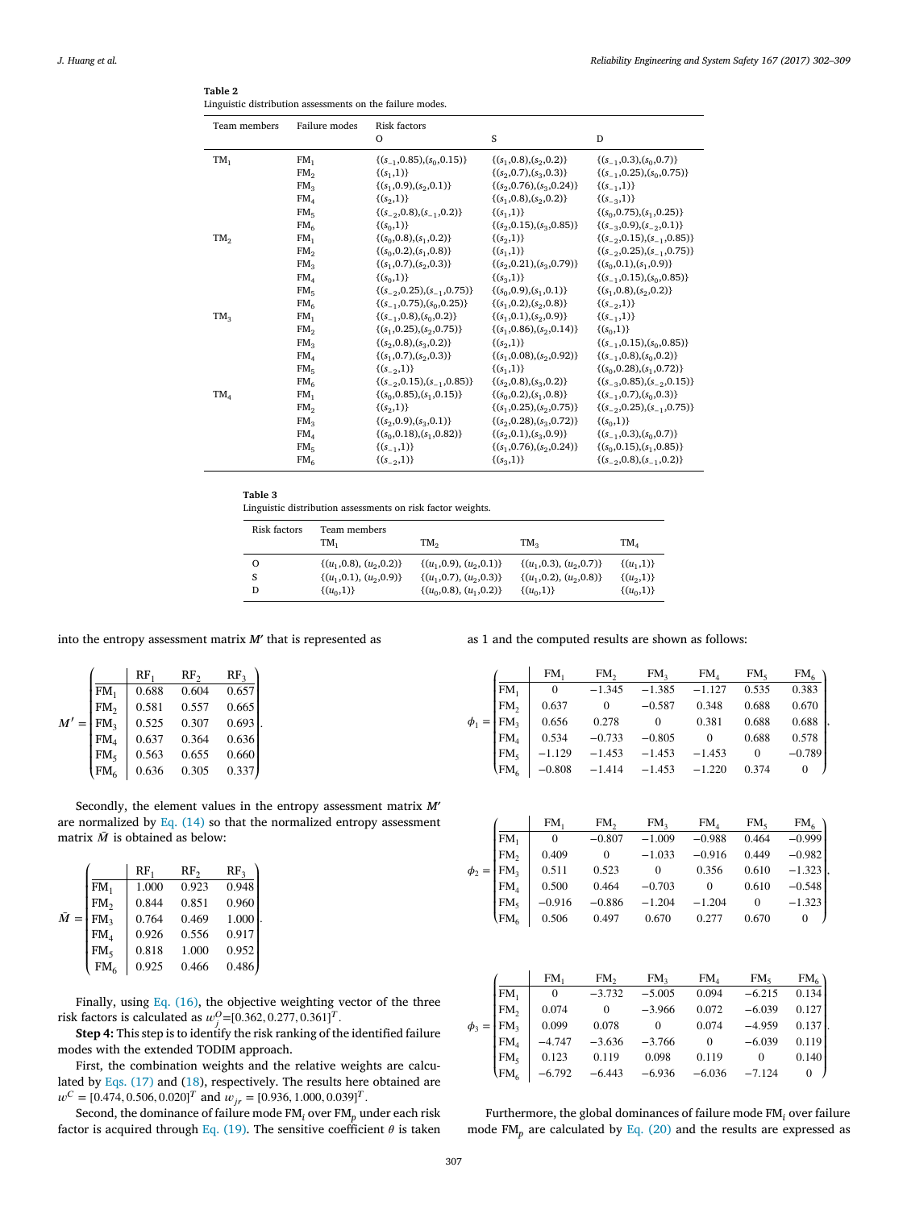Table 2
Linguistic distribution assessments on the failure modes.

| Team members | Failure modes | Risk factors O | S | D |
|---|---|---|---|---|
| $TM_1$ | $FM_1$ | $\{(s_{-1},0.85),(s_0,0.15)\}$ | $\{(s_1,0.8),(s_2,0.2)\}$ | $\{(s_{-1},0.3),(s_0,0.7)\}$ |
| | $FM_2$ | $\{(s_1,1)\}$ | $\{(s_2,0.7),(s_3,0.3)\}$ | $\{(s_{-1},0.25),(s_0,0.75)\}$ |
| | $FM_3$ | $\{(s_1,0.9),(s_2,0.1)\}$ | $\{(s_2,0.76),(s_3,0.24)\}$ | $\{(s_{-1},1)\}$ |
| | $FM_4$ | $\{(s_2,1)\}$ | $\{(s_1,0.8),(s_2,0.2)\}$ | $\{(s_{-3},1)\}$ |
| | $FM_5$ | $\{(s_{-2},0.8),(s_{-1},0.2)\}$ | $\{(s_1,1)\}$ | $\{(s_0,0.75),(s_1,0.25)\}$ |
| | $FM_6$ | $\{(s_0,1)\}$ | $\{(s_2,0.15),(s_3,0.85)\}$ | $\{(s_{-3},0.9),(s_{-2},0.1)\}$ |
| $TM_2$ | $FM_1$ | $\{(s_0,0.8),(s_1,0.2)\}$ | $\{(s_2,1)\}$ | $\{(s_{-2},0.15),(s_{-1},0.85)\}$ |
| | $FM_2$ | $\{(s_0,0.2),(s_1,0.8)\}$ | $\{(s_1,1)\}$ | $\{(s_{-2},0.25),(s_{-1},0.75)\}$ |
| | $FM_3$ | $\{(s_1,0.7),(s_2,0.3)\}$ | $\{(s_2,0.21),(s_3,0.79)\}$ | $\{(s_0,0.1),(s_1,0.9)\}$ |
| | $FM_4$ | $\{(s_0,1)\}$ | $\{(s_3,1)\}$ | $\{(s_{-1},0.15),(s_0,0.85)\}$ |
| | $FM_5$ | $\{(s_{-2},0.25),(s_{-1},0.75)\}$ | $\{(s_0,0.9),(s_1,0.1)\}$ | $\{(s_1,0.8),(s_2,0.2)\}$ |
| | $FM_6$ | $\{(s_{-1},0.75),(s_0,0.25)\}$ | $\{(s_1,0.2),(s_2,0.8)\}$ | $\{(s_{-2},1)\}$ |
| $TM_3$ | $FM_1$ | $\{(s_{-1},0.8),(s_0,0.2)\}$ | $\{(s_1,0.1),(s_2,0.9)\}$ | $\{(s_{-1},1)\}$ |
| | $FM_2$ | $\{(s_1,0.25),(s_2,0.75)\}$ | $\{(s_1,0.86),(s_2,0.14)\}$ | $\{(s_0,1)\}$ |
| | $FM_3$ | $\{(s_2,0.8),(s_3,0.2)\}$ | $\{(s_2,1)\}$ | $\{(s_{-1},0.15),(s_0,0.85)\}$ |
| | $FM_4$ | $\{(s_1,0.7),(s_2,0.3)\}$ | $\{(s_1,0.08),(s_2,0.92)\}$ | $\{(s_{-1},0.8),(s_0,0.2)\}$ |
| | $FM_5$ | $\{(s_{-2},1)\}$ | $\{(s_1,1)\}$ | $\{(s_0,0.28),(s_1,0.72)\}$ |
| | $FM_6$ | $\{(s_{-2},0.15),(s_{-1},0.85)\}$ | $\{(s_2,0.8),(s_3,0.2)\}$ | $\{(s_{-3},0.85),(s_{-2},0.15)\}$ |
| $TM_4$ | $FM_1$ | $\{(s_0,0.85),(s_1,0.15)\}$ | $\{(s_0,0.2),(s_1,0.8)\}$ | $\{(s_{-1},0.7),(s_0,0.3)\}$ |
| | $FM_2$ | $\{(s_2,1)\}$ | $\{(s_1,0.25),(s_2,0.75)\}$ | $\{(s_{-2},0.25),(s_{-1},0.75)\}$ |
| | $FM_3$ | $\{(s_2,0.9),(s_3,0.1)\}$ | $\{(s_2,0.28),(s_3,0.72)\}$ | $\{(s_0,1)\}$ |
| | $FM_4$ | $\{(s_0,0.18),(s_1,0.82)\}$ | $\{(s_2,0.1),(s_3,0.9)\}$ | $\{(s_{-1},0.3),(s_0,0.7)\}$ |
| | $FM_5$ | $\{(s_{-1},1)\}$ | $\{(s_1,0.76),(s_2,0.24)\}$ | $\{(s_0,0.15),(s_1,0.85)\}$ |
| | $FM_6$ | $\{(s_{-2},1)\}$ | $\{(s_3,1)\}$ | $\{(s_{-2},0.8),(s_{-1},0.2)\}$ |

Table 3
Linguistic distribution assessments on risk factor weights.

| Risk factors | Team members $TM_1$ | $TM_2$ | $TM_3$ | $TM_4$ |
|---|---|---|---|---|
| O | $\{(u_1,0.8),(u_2,0.2)\}$ | $\{(u_1,0.9),(u_2,0.1)\}$ | $\{(u_1,0.3),(u_2,0.7)\}$ | $\{(u_1,1)\}$ |
| S | $\{(u_1,0.1),(u_2,0.9)\}$ | $\{(u_1,0.7),(u_2,0.3)\}$ | $\{(u_1,0.2),(u_2,0.8)\}$ | $\{(u_2,1)\}$ |
| D | $\{(u_0,1)\}$ | $\{(u_0,0.8),(u_1,0.2)\}$ | $\{(u_0,1)\}$ | $\{(u_0,1)\}$ |

into the entropy assessment matrix $M'$ that is represented as

$$M' = \begin{pmatrix} & RF_1 & RF_2 & RF_3 \\ FM_1 & 0.688 & 0.604 & 0.657 \\ FM_2 & 0.581 & 0.557 & 0.665 \\ FM_3 & 0.525 & 0.307 & 0.693 \\ FM_4 & 0.637 & 0.364 & 0.636 \\ FM_5 & 0.563 & 0.655 & 0.660 \\ FM_6 & 0.636 & 0.305 & 0.337 \end{pmatrix}.$$

Secondly, the element values in the entropy assessment matrix $M'$ are normalized by Eq. (14) so that the normalized entropy assessment matrix $\bar{M}$ is obtained as below:

$$\bar{M} = \begin{pmatrix} & RF_1 & RF_2 & RF_3 \\ FM_1 & 1.000 & 0.923 & 0.948 \\ FM_2 & 0.844 & 0.851 & 0.960 \\ FM_3 & 0.764 & 0.469 & 1.000 \\ FM_4 & 0.926 & 0.556 & 0.917 \\ FM_5 & 0.818 & 1.000 & 0.952 \\ FM_6 & 0.925 & 0.466 & 0.486 \end{pmatrix}.$$

Finally, using Eq. (16), the objective weighting vector of the three risk factors is calculated as $w_j^O$=$[0.362, 0.277, 0.361]^T$.

**Step 4:** This step is to identify the risk ranking of the identified failure modes with the extended TODIM approach.

First, the combination weights and the relative weights are calculated by Eqs. (17) and (18), respectively. The results here obtained are $w^C = [0.474, 0.506, 0.020]^T$ and $w_{jr} = [0.936, 1.000, 0.039]^T$.

Second, the dominance of failure mode $FM_i$ over $FM_p$ under each risk factor is acquired through Eq. (19). The sensitive coefficient $\theta$ is taken as 1 and the computed results are shown as follows:

$$\phi_1 = \begin{pmatrix} & FM_1 & FM_2 & FM_3 & FM_4 & FM_5 & FM_6 \\ FM_1 & 0 & -1.345 & -1.385 & -1.127 & 0.535 & 0.383 \\ FM_2 & 0.637 & 0 & -0.587 & 0.348 & 0.688 & 0.670 \\ FM_3 & 0.656 & 0.278 & 0 & 0.381 & 0.688 & 0.688 \\ FM_4 & 0.534 & -0.733 & -0.805 & 0 & 0.688 & 0.578 \\ FM_5 & -1.129 & -1.453 & -1.453 & -1.453 & 0 & -0.789 \\ FM_6 & -0.808 & -1.414 & -1.453 & -1.220 & 0.374 & 0 \end{pmatrix},$$

$$\phi_2 = \begin{pmatrix} & FM_1 & FM_2 & FM_3 & FM_4 & FM_5 & FM_6 \\ FM_1 & 0 & -0.807 & -1.009 & -0.988 & 0.464 & -0.999 \\ FM_2 & 0.409 & 0 & -1.033 & -0.916 & 0.449 & -0.982 \\ FM_3 & 0.511 & 0.523 & 0 & 0.356 & 0.610 & -1.323 \\ FM_4 & 0.500 & 0.464 & -0.703 & 0 & 0.610 & -0.548 \\ FM_5 & -0.916 & -0.886 & -1.204 & -1.204 & 0 & -1.323 \\ FM_6 & 0.506 & 0.497 & 0.670 & 0.277 & 0.670 & 0 \end{pmatrix},$$

$$\phi_3 = \begin{pmatrix} & FM_1 & FM_2 & FM_3 & FM_4 & FM_5 & FM_6 \\ FM_1 & 0 & -3.732 & -5.005 & 0.094 & -6.215 & 0.134 \\ FM_2 & 0.074 & 0 & -3.966 & 0.072 & -6.039 & 0.127 \\ FM_3 & 0.099 & 0.078 & 0 & 0.074 & -4.959 & 0.137 \\ FM_4 & -4.747 & -3.636 & -3.766 & 0 & -6.039 & 0.119 \\ FM_5 & 0.123 & 0.119 & 0.098 & 0.119 & 0 & 0.140 \\ FM_6 & -6.792 & -6.443 & -6.936 & -6.036 & -7.124 & 0 \end{pmatrix}.$$

Furthermore, the global dominances of failure mode $FM_i$ over failure mode $FM_p$ are calculated by Eq. (20) and the results are expressed as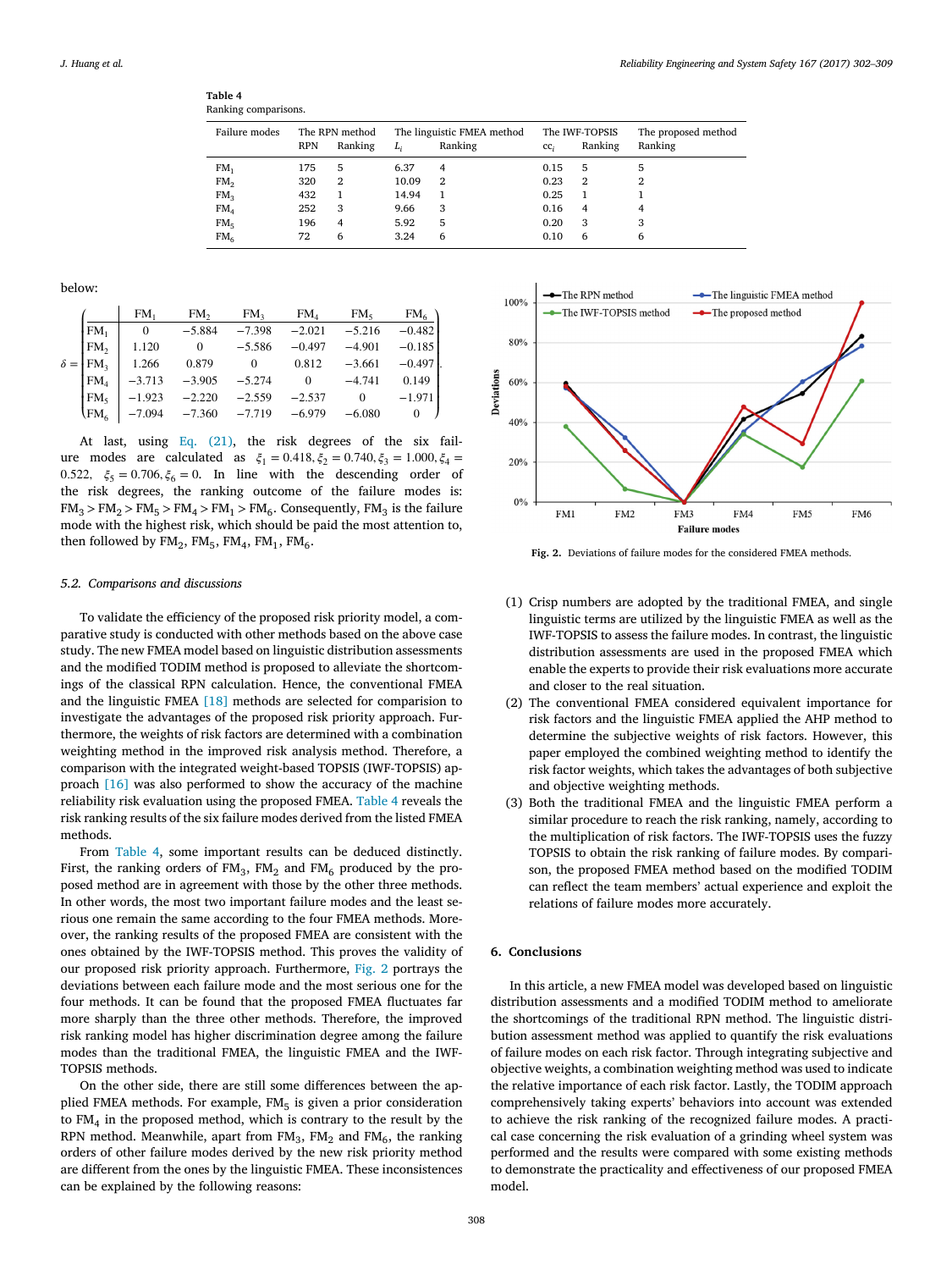**Table 4**
Ranking comparisons.

| Failure modes | The RPN method | | The linguistic FMEA method | | The IWF-TOPSIS | | The proposed method |
|---|---|---|---|---|---|---|---|
| | RPN | Ranking | $L_i$ | Ranking | $cc_i$ | Ranking | Ranking |
| $FM_1$ | 175 | 5 | 6.37 | 4 | 0.15 | 5 | 5 |
| $FM_2$ | 320 | 2 | 10.09 | 2 | 0.23 | 2 | 2 |
| $FM_3$ | 432 | 1 | 14.94 | 1 | 0.25 | 1 | 1 |
| $FM_4$ | 252 | 3 | 9.66 | 3 | 0.16 | 4 | 4 |
| $FM_5$ | 196 | 4 | 5.92 | 5 | 0.20 | 3 | 3 |
| $FM_6$ | 72 | 6 | 3.24 | 6 | 0.10 | 6 | 6 |

below:

$$\delta = \begin{array}{c|cccccc} & FM_1 & FM_2 & FM_3 & FM_4 & FM_5 & FM_6 \\ \hline FM_1 & 0 & -5.884 & -7.398 & -2.021 & -5.216 & -0.482 \\ FM_2 & 1.120 & 0 & -5.586 & -0.497 & -4.901 & -0.185 \\ FM_3 & 1.266 & 0.879 & 0 & 0.812 & -3.661 & -0.497 \\ FM_4 & -3.713 & -3.905 & -5.274 & 0 & -4.741 & 0.149 \\ FM_5 & -1.923 & -2.220 & -2.559 & -2.537 & 0 & -1.971 \\ FM_6 & -7.094 & -7.360 & -7.719 & -6.979 & -6.080 & 0 \end{array}.$$

At last, using Eq. (21), the risk degrees of the six failure modes are calculated as $\xi_1 = 0.418, \xi_2 = 0.740, \xi_3 = 1.000, \xi_4 = 0.522, \xi_5 = 0.706, \xi_6 = 0$. In line with the descending order of the risk degrees, the ranking outcome of the failure modes is: $FM_3 > FM_2 > FM_5 > FM_4 > FM_1 > FM_6$. Consequently, $FM_3$ is the failure mode with the highest risk, which should be paid the most attention to, then followed by $FM_2$, $FM_5$, $FM_4$, $FM_1$, $FM_6$.

### 5.2. Comparisons and discussions

To validate the efficiency of the proposed risk priority model, a comparative study is conducted with other methods based on the above case study. The new FMEA model based on linguistic distribution assessments and the modified TODIM method is proposed to alleviate the shortcomings of the classical RPN calculation. Hence, the conventional FMEA and the linguistic FMEA [18] methods are selected for comparision to investigate the advantages of the proposed risk priority approach. Furthermore, the weights of risk factors are determined with a combination weighting method in the improved risk analysis method. Therefore, a comparison with the integrated weight-based TOPSIS (IWF-TOPSIS) approach [16] was also performed to show the accuracy of the machine reliability risk evaluation using the proposed FMEA. Table 4 reveals the risk ranking results of the six failure modes derived from the listed FMEA methods.

From Table 4, some important results can be deduced distinctly. First, the ranking orders of $FM_3$, $FM_2$ and $FM_6$ produced by the proposed method are in agreement with those by the other three methods. In other words, the most two important failure modes and the least serious one remain the same according to the four FMEA methods. Moreover, the ranking results of the proposed FMEA are consistent with the ones obtained by the IWF-TOPSIS method. This proves the validity of our proposed risk priority approach. Furthermore, Fig. 2 portrays the deviations between each failure mode and the most serious one for the four methods. It can be found that the proposed FMEA fluctuates far more sharply than the three other methods. Therefore, the improved risk ranking model has higher discrimination degree among the failure modes than the traditional FMEA, the linguistic FMEA and the IWF-TOPSIS methods.

On the other side, there are still some differences between the applied FMEA methods. For example, $FM_5$ is given a prior consideration to $FM_4$ in the proposed method, which is contrary to the result by the RPN method. Meanwhile, apart from $FM_3$, $FM_2$ and $FM_6$, the ranking orders of other failure modes derived by the new risk priority method are different from the ones by the linguistic FMEA. These inconsistences can be explained by the following reasons:

**Fig. 2.** Deviations of failure modes for the considered FMEA methods.

(1) Crisp numbers are adopted by the traditional FMEA, and single linguistic terms are utilized by the linguistic FMEA as well as the IWF-TOPSIS to assess the failure modes. In contrast, the linguistic distribution assessments are used in the proposed FMEA which enable the experts to provide their risk evaluations more accurate and closer to the real situation.
(2) The conventional FMEA considered equivalent importance for risk factors and the linguistic FMEA applied the AHP method to determine the subjective weights of risk factors. However, this paper employed the combined weighting method to identify the risk factor weights, which takes the advantages of both subjective and objective weighting methods.
(3) Both the traditional FMEA and the linguistic FMEA perform a similar procedure to reach the risk ranking, namely, according to the multiplication of risk factors. The IWF-TOPSIS uses the fuzzy TOPSIS to obtain the risk ranking of failure modes. By comparison, the proposed FMEA method based on the modified TODIM can reflect the team members' actual experience and exploit the relations of failure modes more accurately.

## 6. Conclusions

In this article, a new FMEA model was developed based on linguistic distribution assessments and a modified TODIM method to ameliorate the shortcomings of the traditional RPN method. The linguistic distribution assessment method was applied to quantify the risk evaluations of failure modes on each risk factor. Through integrating subjective and objective weights, a combination weighting method was used to indicate the relative importance of each risk factor. Lastly, the TODIM approach comprehensively taking experts' behaviors into account was extended to achieve the risk ranking of the recognized failure modes. A practical case concerning the risk evaluation of a grinding wheel system was performed and the results were compared with some existing methods to demonstrate the practicality and effectiveness of our proposed FMEA model.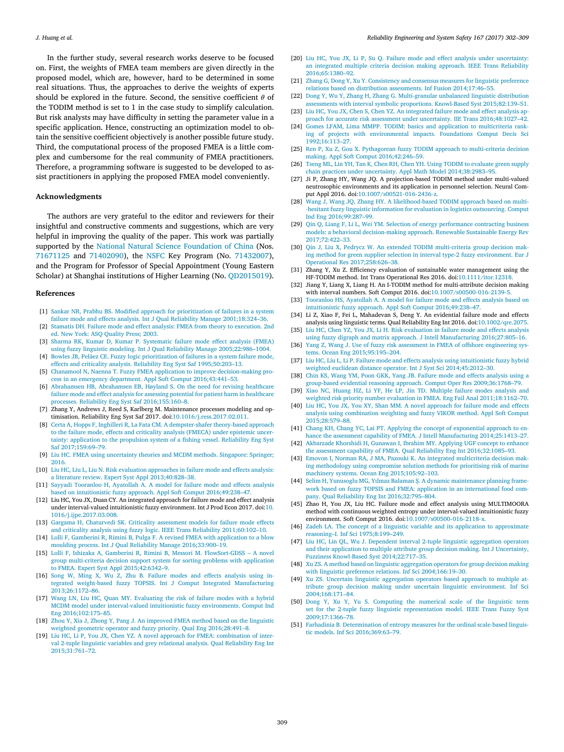In the further study, several research works deserve to be focused on. First, the weights of FMEA team members are given directly in the proposed model, which are, however, hard to be determined in some real situations. Thus, the approaches to derive the weights of experts should be explored in the future. Second, the sensitive coefficient $\theta$ of the TODIM method is set to 1 in the case study to simplify calculation. But risk analysts may have difficulty in setting the parameter value in a specific application. Hence, constructing an optimization model to obtain the sensitive coefficient objectively is another possible future study. Third, the computational process of the proposed FMEA is a little complex and cumbersome for the real community of FMEA practitioners. Therefore, a programming software is suggested to be developed to assist practitioners in applying the proposed FMEA model conveniently.

## Acknowledgments

The authors are very grateful to the editor and reviewers for their insightful and constructive comments and suggestions, which are very helpful in improving the quality of the paper. This work was partially supported by the National Natural Science Foundation of China (Nos. 71671125 and 71402090), the NSFC Key Program (No. 71432007), and the Program for Professor of Special Appointment (Young Eastern Scholar) at Shanghai institutions of Higher Learning (No. QD2015019).

## References

[1] Sankar NR, Prabhu BS. Modified approach for prioritization of failures in a system failure mode and effects analysis. Int J Qual Reliability Manage 2001;18:324–36.

[2] Stamatis DH. Failure mode and effect analysis: FMEA from theory to execution. 2nd ed. New York: ASQ Quality Press; 2003.

[3] Sharma RK, Kumar D, Kumar P. Systematic failure mode effect analysis (FMEA) using fuzzy linguistic modeling. Int J Qual Reliability Manage 2005;22:986–1004.

[4] Bowles JB, Peláez CE. Fuzzy logic prioritization of failures in a system failure mode, effects and criticality analysis. Reliability Eng Syst Saf 1995;50:203–13.

[5] Chanamool N, Naenna T. Fuzzy FMEA application to improve decision-making process in an emergency department. Appl Soft Comput 2016;43:441–53.

[6] Abrahamsen HB, Abrahamsen EB, Høyland S. On the need for revising healthcare failure mode and effect analysis for assessing potential for patient harm in healthcare processes. Reliability Eng Syst Saf 2016;155:160–8.

[7] Zhang Y, Andrews J, Reed S, Karlberg M. Maintenance processes modeling and optimisation. Reliability Eng Syst Saf 2017. doi:10.1016/j.ress.2017.02.011.

[8] Certa A, Hopps F, Inghilleri R, La Fata CM. A dempster-shafer theory-based approach to the failure mode, effects and criticality analysis (FMECA) under epistemic uncertainty: application to the propulsion system of a fishing vessel. Reliability Eng Syst Saf 2017;159:69–79.

[9] Liu HC. FMEA using uncertainty theories and MCDM methods. Singapore: Springer; 2016.

[10] Liu HC, Liu L, Liu N. Risk evaluation approaches in failure mode and effects analysis: a literature review. Expert Syst Appl 2013;40:828–38.

[11] Sayyadi Tooranloo H, Ayatollah A. A model for failure mode and effects analysis based on intuitionistic fuzzy approach. Appl Soft Comput 2016;49:238–47.

[12] Liu HC, You JX, Duan CY. An integrated approach for failure mode and effect analysis under interval-valued intuitionistic fuzzy environment. Int J Prod Econ 2017. doi:10.1016/j.ijpe.2017.03.008.

[13] Gargama H, Chaturvedi SK. Criticality assessment models for failure mode effects and criticality analysis using fuzzy logic. IEEE Trans Reliability 2011;60:102–10.

[14] Lolli F, Gamberini R, Rimini B, Pulga F. A revised FMEA with application to a blow moulding process. Int J Qual Reliability Manage 2016;33:900–19.

[15] Lolli F, Ishizaka A, Gamberini R, Rimini B, Messori M. FlowSort-GDSS – A novel group multi-criteria decision support system for sorting problems with application to FMEA. Expert Syst Appl 2015;42:6342–9.

[16] Song W, Ming X, Wu Z, Zhu B. Failure modes and effects analysis using integrated weight-based fuzzy TOPSIS. Int J Comput Integrated Manufacturing 2013;26:1172–86.

[17] Wang LN, Liu HC, Quan MY. Evaluating the risk of failure modes with a hybrid MCDM model under interval-valued intuitionistic fuzzy environments. Comput Ind Eng 2016;102:175–85.

[18] Zhou Y, Xia J, Zhong Y, Pang J. An improved FMEA method based on the linguistic weighted geometric operator and fuzzy priority. Qual Eng 2016;28:491–8.

[19] Liu HC, Li P, You JX, Chen YZ. A novel approach for FMEA: combination of interval 2-tuple linguistic variables and grey relational analysis. Qual Reliability Eng Int 2015;31:761–72.

[20] Liu HC, You JX, Li P, Su Q. Failure mode and effect analysis under uncertainty: an integrated multiple criteria decision making approach. IEEE Trans Reliability 2016;65:1380–92.

[21] Zhang G, Dong Y, Xu Y. Consistency and consensus measures for linguistic preference relations based on distribution assessments. Inf Fusion 2014;17:46–55.

[22] Dong Y, Wu Y, Zhang H, Zhang G. Multi-granular unbalanced linguistic distribution assessments with interval symbolic proportions. Knowl-Based Syst 2015;82:139–51.

[23] Liu HC, You JX, Chen S, Chen YZ. An integrated failure mode and effect analysis approach for accurate risk assessment under uncertainty. IIE Trans 2016;48:1027–42.

[24] Gomes LFAM, Lima MMPP. TODIM: basics and application to multicriteria ranking of projects with environmental impacts. Foundations Comput Decis Sci 1992;16:113–27.

[25] Ren P, Xu Z, Gou X. Pythagorean fuzzy TODIM approach to multi-criteria decision making. Appl Soft Comput 2016;42:246–59.

[26] Tseng ML, Lin YH, Tan K, Chen RH, Chen YH. Using TODIM to evaluate green supply chain practices under uncertainty. Appl Math Model 2014;38:2983–95.

[27] Ji P, Zhang HY, Wang JQ. A projection-based TODIM method under multi-valued neutrosophic environments and its application in personnel selection. Neural Comput Appl 2016. doi:10.1007/s00521-016-2436-z.

[28] Wang J, Wang JQ, Zhang HY. A likelihood-based TODIM approach based on multi-hesitant fuzzy linguistic information for evaluation in logistics outsourcing. Comput Ind Eng 2016;99:287–99.

[29] Qin Q, Liang F, Li L, Wei YM. Selection of energy performance contracting business models: a behavioral decision-making approach. Renewable Sustainable Energy Rev 2017;72:422–33.

[30] Qin J, Liu X, Pedrycz W. An extended TODIM multi-criteria group decision making method for green supplier selection in interval type-2 fuzzy environment. Eur J Operational Res 2017;258:626–38.

[31] Zhang Y, Xu Z. Efficiency evaluation of sustainable water management using the HF-TODIM method. Int Trans Operational Res 2016. doi:10.1111/itor.12318.

[32] Jiang Y, Liang X, Liang H. An I-TODIM method for multi-attribute decision making with interval numbers. Soft Comput 2016. doi:10.1007/s00500-016-2139-5.

[33] Tooranloo HS, Ayatollah A. A model for failure mode and effects analysis based on intuitionistic fuzzy approach. Appl Soft Comput 2016;49:238–47.

[34] Li Z, Xiao F, Fei L, Mahadevan S, Deng Y. An evidential failure mode and effects analysis using linguistic terms. Qual Reliability Eng Int 2016. doi:10.1002/qre.2075.

[35] Liu HC, Chen YZ, You JX, Li H. Risk evaluation in failure mode and effects analysis using fuzzy digraph and matrix approach. J Intell Manufacturing 2016;27:805–16.

[36] Yang Z, Wang J. Use of fuzzy risk assessment in FMEA of offshore engineering systems. Ocean Eng 2015;95:195–204.

[37] Liu HC, Liu L, Li P. Failure mode and effects analysis using intuitionistic fuzzy hybrid weighted euclidean distance operator. Int J Syst Sci 2014;45:2012–30.

[38] Chin KS, Wang YM, Poon GKK, Yang JB. Failure mode and effects analysis using a group-based evidential reasoning approach. Comput Oper Res 2009;36:1768–79.

[39] Xiao NC, Huang HZ, Li YF, He LP, Jin TD. Multiple failure modes analysis and weighted risk priority number evaluation in FMEA. Eng Fail Anal 2011;18:1162–70.

[40] Liu HC, You JX, You XY, Shan MM. A novel approach for failure mode and effects analysis using combination weighting and fuzzy VIKOR method. Appl Soft Comput 2015;28:579–88.

[41] Chang KH, Chang YC, Lai PT. Applying the concept of exponential approach to enhance the assessment capability of FMEA. J Intell Manufacturing 2014;25:1413–27.

[42] Akbarzade Khorshidi H, Gunawan I, Ibrahim MY. Applying UGF concept to enhance the assessment capability of FMEA. Qual Reliability Eng Int 2016;32:1085–93.

[43] Emovon I, Norman RA, J MA, Pazouki K. An integrated multicriteria decision making methodology using compromise solution methods for prioritising risk of marine machinery systems. Ocean Eng 2015;105:92–103.

[44] Selim H, Yunusoglu MG, Yılmaz Balaman Ş. A dynamic maintenance planning framework based on fuzzy TOPSIS and FMEA: application in an international food company. Qual Reliability Eng Int 2016;32:795–804.

[45] Zhao H, You JX, Liu HC. Failure mode and effect analysis using MULTIMOORA method with continuous weighted entropy under interval-valued intuitionistic fuzzy environment. Soft Comput 2016. doi:10.1007/s00500-016-2118-x.

[46] Zadeh LA. The concept of a linguistic variable and its application to approximate reasoning–I. Inf Sci 1975;8:199–249.

[47] Liu HC, Lin QL, Wu J. Dependent interval 2-tuple linguistic aggregation operators and their application to multiple attribute group decision making. Int J Uncertainty, Fuzziness Knowl-Based Syst 2014;22:717–35.

[48] Xu ZS. A method based on linguistic aggregation operators for group decision making with linguistic preference relations. Inf Sci 2004;166:19–30.

[49] Xu ZS. Uncertain linguistic aggregation operators based approach to multiple attribute group decision making under uncertain linguistic environment. Inf Sci 2004;168:171–84.

[50] Dong Y, Xu Y, Yu S. Computing the numerical scale of the linguistic term set for the 2-tuple fuzzy linguistic representation model. IEEE Trans Fuzzy Syst 2009;17:1366–78.

[51] Farhadinia B. Determination of entropy measures for the ordinal scale-based linguistic models. Inf Sci 2016;369:63–79.